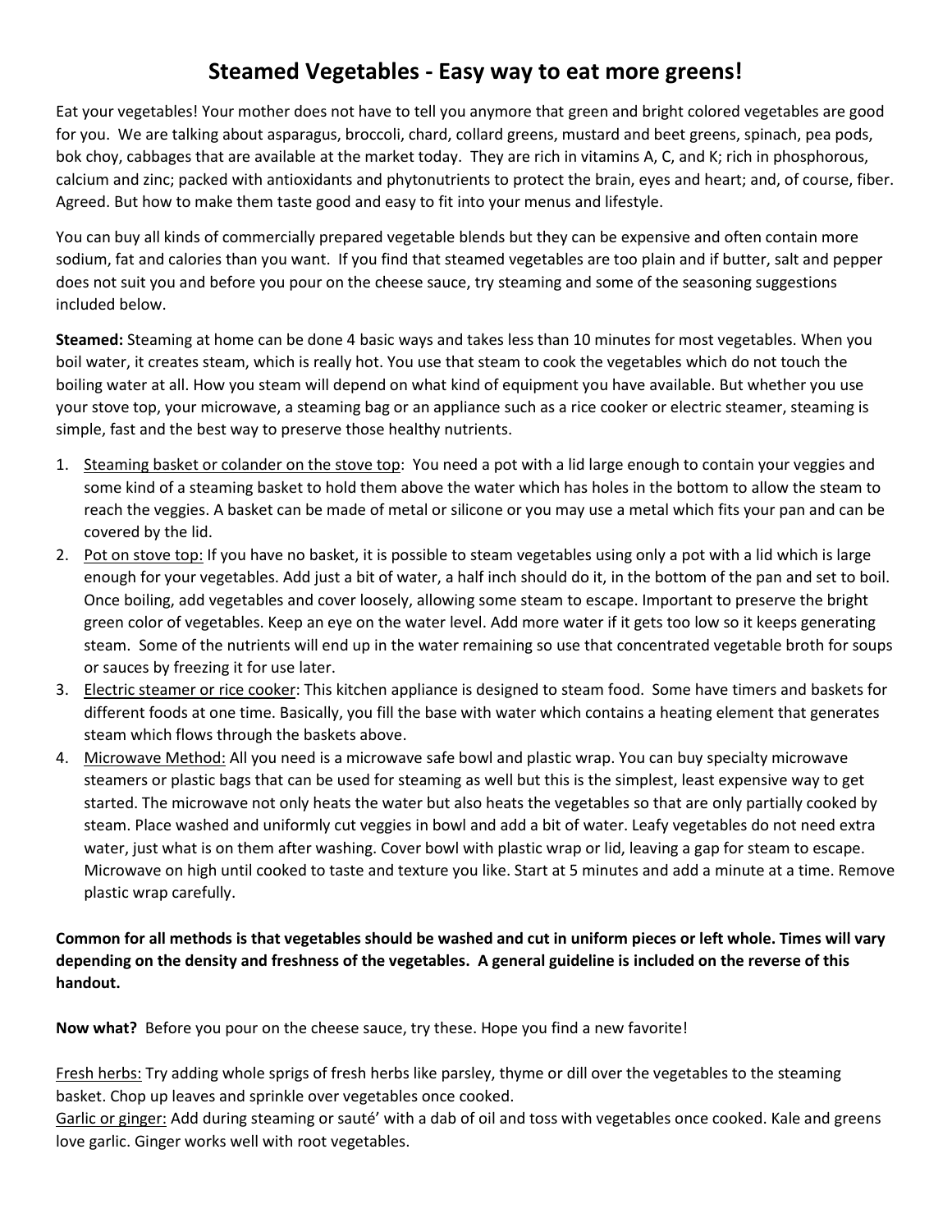# Steamed Vegetables - Easy way to eat more greens!

Eat your vegetables! Your mother does not have to tell you anymore that green and bright colored vegetables are good for you. We are talking about asparagus, broccoli, chard, collard greens, mustard and beet greens, spinach, pea pods, bok choy, cabbages that are available at the market today. They are rich in vitamins A, C, and K; rich in phosphorous, calcium and zinc; packed with antioxidants and phytonutrients to protect the brain, eyes and heart; and, of course, fiber. Agreed. But how to make them taste good and easy to fit into your menus and lifestyle.

You can buy all kinds of commercially prepared vegetable blends but they can be expensive and often contain more sodium, fat and calories than you want. If you find that steamed vegetables are too plain and if butter, salt and pepper does not suit you and before you pour on the cheese sauce, try steaming and some of the seasoning suggestions included below.

**Steamed:** Steaming at home can be done 4 basic ways and takes less than 10 minutes for most vegetables. When you boil water, it creates steam, which is really hot. You use that steam to cook the vegetables which do not touch the boiling water at all. How you steam will depend on what kind of equipment you have available. But whether you use your stove top, your microwave, a steaming bag or an appliance such as a rice cooker or electric steamer, steaming is simple, fast and the best way to preserve those healthy nutrients.

1. <u>Steaming basket or colander on the stove top</u>: You need a pot with a lid large enough to contain your veggies and some kind of a steaming basket to hold them above the water which has holes in the bottom to allow the steam to reach the veggies. A basket can be made of metal or silicone or you may use a metal which fits your pan and can be covered by the lid.
2. <u>Pot on stove top:</u> If you have no basket, it is possible to steam vegetables using only a pot with a lid which is large enough for your vegetables. Add just a bit of water, a half inch should do it, in the bottom of the pan and set to boil. Once boiling, add vegetables and cover loosely, allowing some steam to escape. Important to preserve the bright green color of vegetables. Keep an eye on the water level. Add more water if it gets too low so it keeps generating steam. Some of the nutrients will end up in the water remaining so use that concentrated vegetable broth for soups or sauces by freezing it for use later.
3. <u>Electric steamer or rice cooker</u>: This kitchen appliance is designed to steam food. Some have timers and baskets for different foods at one time. Basically, you fill the base with water which contains a heating element that generates steam which flows through the baskets above.
4. <u>Microwave Method:</u> All you need is a microwave safe bowl and plastic wrap. You can buy specialty microwave steamers or plastic bags that can be used for steaming as well but this is the simplest, least expensive way to get started. The microwave not only heats the water but also heats the vegetables so that are only partially cooked by steam. Place washed and uniformly cut veggies in bowl and add a bit of water. Leafy vegetables do not need extra water, just what is on them after washing. Cover bowl with plastic wrap or lid, leaving a gap for steam to escape. Microwave on high until cooked to taste and texture you like. Start at 5 minutes and add a minute at a time. Remove plastic wrap carefully.

**Common for all methods is that vegetables should be washed and cut in uniform pieces or left whole. Times will vary depending on the density and freshness of the vegetables. A general guideline is included on the reverse of this handout.**

**Now what?** Before you pour on the cheese sauce, try these. Hope you find a new favorite!

<u>Fresh herbs:</u> Try adding whole sprigs of fresh herbs like parsley, thyme or dill over the vegetables to the steaming basket. Chop up leaves and sprinkle over vegetables once cooked.
<u>Garlic or ginger:</u> Add during steaming or sauté' with a dab of oil and toss with vegetables once cooked. Kale and greens love garlic. Ginger works well with root vegetables.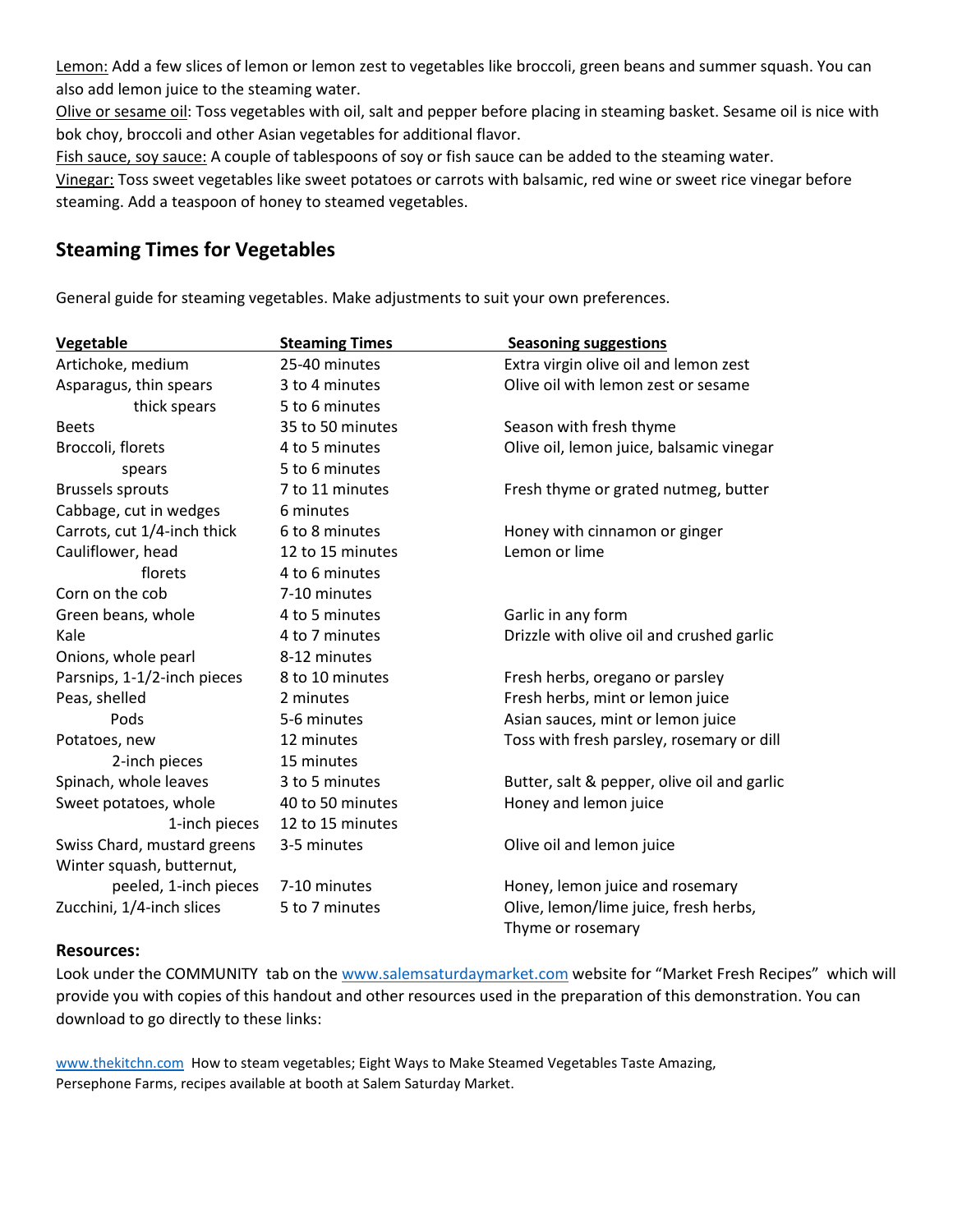Lemon: Add a few slices of lemon or lemon zest to vegetables like broccoli, green beans and summer squash. You can also add lemon juice to the steaming water.

Olive or sesame oil: Toss vegetables with oil, salt and pepper before placing in steaming basket. Sesame oil is nice with bok choy, broccoli and other Asian vegetables for additional flavor.

Fish sauce, soy sauce: A couple of tablespoons of soy or fish sauce can be added to the steaming water.

Vinegar: Toss sweet vegetables like sweet potatoes or carrots with balsamic, red wine or sweet rice vinegar before steaming. Add a teaspoon of honey to steamed vegetables.

## Steaming Times for Vegetables

General guide for steaming vegetables. Make adjustments to suit your own preferences.

| Vegetable | Steaming Times | Seasoning suggestions |
|---|---|---|
| Artichoke, medium | 25-40 minutes | Extra virgin olive oil and lemon zest |
| Asparagus, thin spears | 3 to 4 minutes | Olive oil with lemon zest or sesame |
| thick spears | 5 to 6 minutes | |
| Beets | 35 to 50 minutes | Season with fresh thyme |
| Broccoli, florets | 4 to 5 minutes | Olive oil, lemon juice, balsamic vinegar |
| spears | 5 to 6 minutes | |
| Brussels sprouts | 7 to 11 minutes | Fresh thyme or grated nutmeg, butter |
| Cabbage, cut in wedges | 6 minutes | |
| Carrots, cut 1/4-inch thick | 6 to 8 minutes | Honey with cinnamon or ginger |
| Cauliflower, head | 12 to 15 minutes | Lemon or lime |
| florets | 4 to 6 minutes | |
| Corn on the cob | 7-10 minutes | |
| Green beans, whole | 4 to 5 minutes | Garlic in any form |
| Kale | 4 to 7 minutes | Drizzle with olive oil and crushed garlic |
| Onions, whole pearl | 8-12 minutes | |
| Parsnips, 1-1/2-inch pieces | 8 to 10 minutes | Fresh herbs, oregano or parsley |
| Peas, shelled | 2 minutes | Fresh herbs, mint or lemon juice |
| Pods | 5-6 minutes | Asian sauces, mint or lemon juice |
| Potatoes, new | 12 minutes | Toss with fresh parsley, rosemary or dill |
| 2-inch pieces | 15 minutes | |
| Spinach, whole leaves | 3 to 5 minutes | Butter, salt & pepper, olive oil and garlic |
| Sweet potatoes, whole | 40 to 50 minutes | Honey and lemon juice |
| 1-inch pieces | 12 to 15 minutes | |
| Swiss Chard, mustard greens | 3-5 minutes | Olive oil and lemon juice |
| Winter squash, butternut, peeled, 1-inch pieces | 7-10 minutes | Honey, lemon juice and rosemary |
| Zucchini, 1/4-inch slices | 5 to 7 minutes | Olive, lemon/lime juice, fresh herbs, Thyme or rosemary |

**Resources:**

Look under the COMMUNITY tab on the www.salemsaturdaymarket.com website for "Market Fresh Recipes" which will provide you with copies of this handout and other resources used in the preparation of this demonstration. You can download to go directly to these links:

www.thekitchn.com How to steam vegetables; Eight Ways to Make Steamed Vegetables Taste Amazing, Persephone Farms, recipes available at booth at Salem Saturday Market.